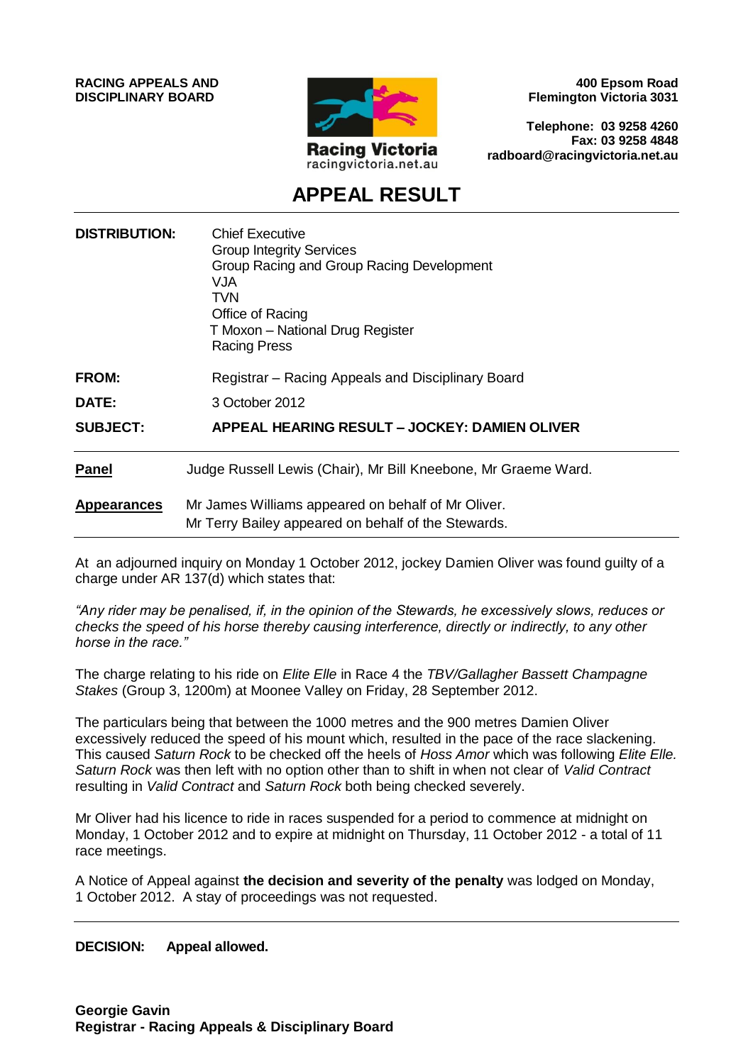**RACING APPEALS AND DISCIPLINARY BOARD**

Racing Victoria
racingvictoria.net.au

**400 Epsom Road**
**Flemington Victoria 3031**

**Telephone: 03 9258 4260**
**Fax: 03 9258 4848**
**radboard@racingvictoria.net.au**

# APPEAL RESULT

| | |
|---|---|
| **DISTRIBUTION:** | Chief Executive<br>Group Integrity Services<br>Group Racing and Group Racing Development<br>VJA<br>TVN<br>Office of Racing<br>T Moxon – National Drug Register<br>Racing Press |
| **FROM:** | Registrar – Racing Appeals and Disciplinary Board |
| **DATE:** | 3 October 2012 |
| **SUBJECT:** | **APPEAL HEARING RESULT – JOCKEY: DAMIEN OLIVER** |

**Panel** Judge Russell Lewis (Chair), Mr Bill Kneebone, Mr Graeme Ward.

**Appearances** Mr James Williams appeared on behalf of Mr Oliver.
Mr Terry Bailey appeared on behalf of the Stewards.

At an adjourned inquiry on Monday 1 October 2012, jockey Damien Oliver was found guilty of a charge under AR 137(d) which states that:

*"Any rider may be penalised, if, in the opinion of the Stewards, he excessively slows, reduces or checks the speed of his horse thereby causing interference, directly or indirectly, to any other horse in the race."*

The charge relating to his ride on *Elite Elle* in Race 4 the *TBV/Gallagher Bassett Champagne Stakes* (Group 3, 1200m) at Moonee Valley on Friday, 28 September 2012.

The particulars being that between the 1000 metres and the 900 metres Damien Oliver excessively reduced the speed of his mount which, resulted in the pace of the race slackening. This caused *Saturn Rock* to be checked off the heels of *Hoss Amor* which was following *Elite Elle. Saturn Rock* was then left with no option other than to shift in when not clear of *Valid Contract* resulting in *Valid Contract* and *Saturn Rock* both being checked severely.

Mr Oliver had his licence to ride in races suspended for a period to commence at midnight on Monday, 1 October 2012 and to expire at midnight on Thursday, 11 October 2012 - a total of 11 race meetings.

A Notice of Appeal against **the decision and severity of the penalty** was lodged on Monday, 1 October 2012. A stay of proceedings was not requested.

**DECISION: Appeal allowed.**

**Georgie Gavin**
**Registrar - Racing Appeals & Disciplinary Board**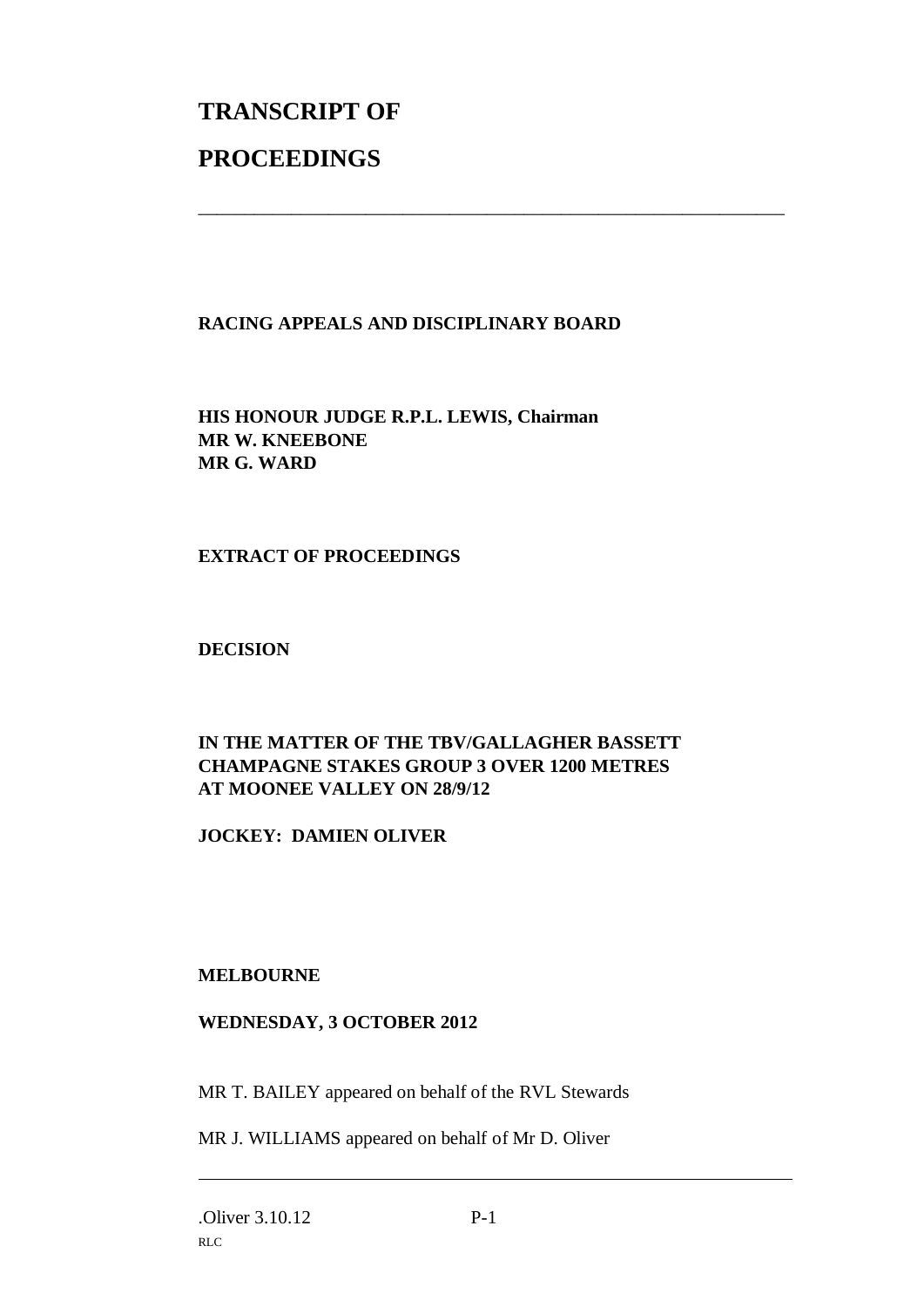# TRANSCRIPT OF

# PROCEEDINGS

---

**RACING APPEALS AND DISCIPLINARY BOARD**

**HIS HONOUR JUDGE R.P.L. LEWIS, Chairman**
**MR W. KNEEBONE**
**MR G. WARD**

**EXTRACT OF PROCEEDINGS**

**DECISION**

**IN THE MATTER OF THE TBV/GALLAGHER BASSETT CHAMPAGNE STAKES GROUP 3 OVER 1200 METRES AT MOONEE VALLEY ON 28/9/12**

**JOCKEY: DAMIEN OLIVER**

**MELBOURNE**

**WEDNESDAY, 3 OCTOBER 2012**

MR T. BAILEY appeared on behalf of the RVL Stewards

MR J. WILLIAMS appeared on behalf of Mr D. Oliver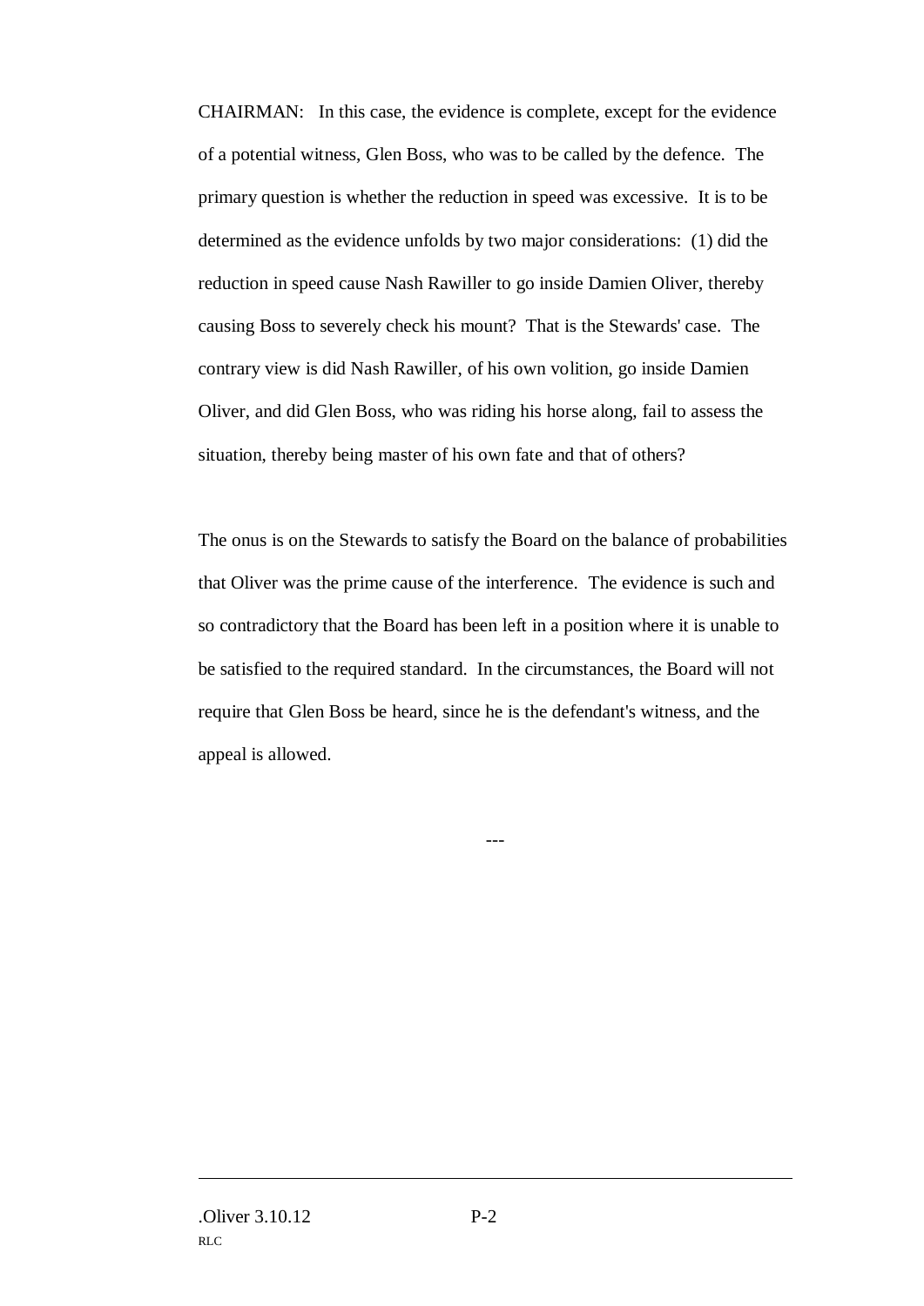CHAIRMAN: In this case, the evidence is complete, except for the evidence of a potential witness, Glen Boss, who was to be called by the defence. The primary question is whether the reduction in speed was excessive. It is to be determined as the evidence unfolds by two major considerations: (1) did the reduction in speed cause Nash Rawiller to go inside Damien Oliver, thereby causing Boss to severely check his mount? That is the Stewards' case. The contrary view is did Nash Rawiller, of his own volition, go inside Damien Oliver, and did Glen Boss, who was riding his horse along, fail to assess the situation, thereby being master of his own fate and that of others?

The onus is on the Stewards to satisfy the Board on the balance of probabilities that Oliver was the prime cause of the interference. The evidence is such and so contradictory that the Board has been left in a position where it is unable to be satisfied to the required standard. In the circumstances, the Board will not require that Glen Boss be heard, since he is the defendant's witness, and the appeal is allowed.

---